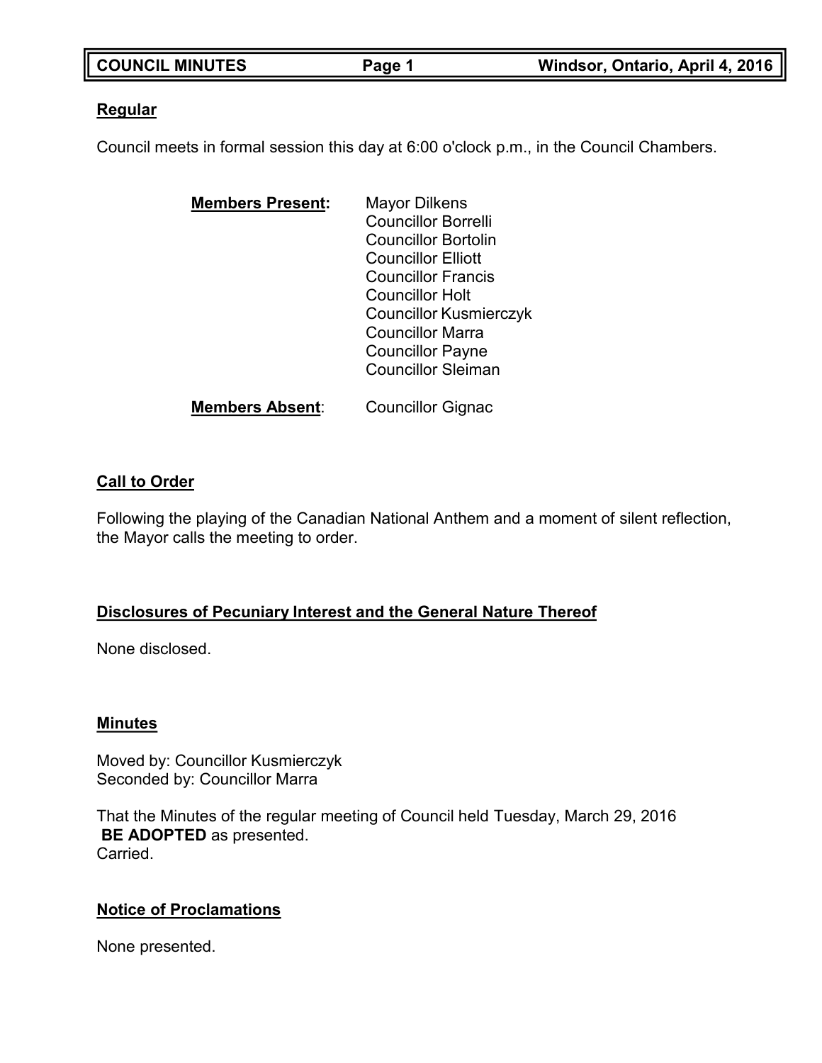## Regular

Council meets in formal session this day at 6:00 o'clock p.m., in the Council Chambers.

**Members Present:**

Mayor Dilkens
Councillor Borrelli
Councillor Bortolin
Councillor Elliott
Councillor Francis
Councillor Holt
Councillor Kusmierczyk
Councillor Marra
Councillor Payne
Councillor Sleiman

**Members Absent:** Councillor Gignac

## Call to Order

Following the playing of the Canadian National Anthem and a moment of silent reflection, the Mayor calls the meeting to order.

## Disclosures of Pecuniary Interest and the General Nature Thereof

None disclosed.

## Minutes

Moved by: Councillor Kusmierczyk
Seconded by: Councillor Marra

That the Minutes of the regular meeting of Council held Tuesday, March 29, 2016 **BE ADOPTED** as presented.
Carried.

## Notice of Proclamations

None presented.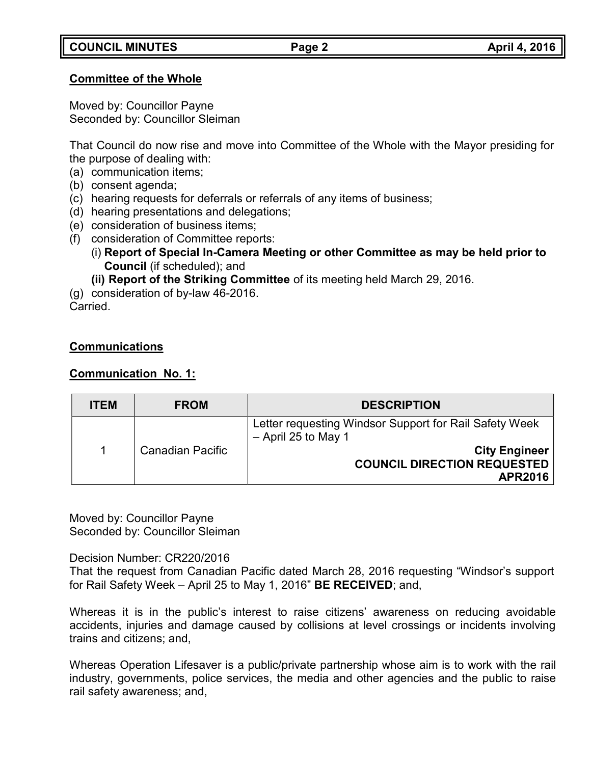## Committee of the Whole

Moved by: Councillor Payne
Seconded by: Councillor Sleiman

That Council do now rise and move into Committee of the Whole with the Mayor presiding for the purpose of dealing with:

(a) communication items;
(b) consent agenda;
(c) hearing requests for deferrals or referrals of any items of business;
(d) hearing presentations and delegations;
(e) consideration of business items;
(f) consideration of Committee reports:
  (i) **Report of Special In-Camera Meeting or other Committee as may be held prior to Council** (if scheduled); and
  **(ii) Report of the Striking Committee** of its meeting held March 29, 2016.
(g) consideration of by-law 46-2016.

Carried.

## Communications

### Communication No. 1:

| ITEM | FROM | DESCRIPTION |
| --- | --- | --- |
| 1 | Canadian Pacific | Letter requesting Windsor Support for Rail Safety Week – April 25 to May 1<br>**City Engineer**<br>**COUNCIL DIRECTION REQUESTED**<br>**APR2016** |

Moved by: Councillor Payne
Seconded by: Councillor Sleiman

Decision Number: CR220/2016
That the request from Canadian Pacific dated March 28, 2016 requesting "Windsor's support for Rail Safety Week – April 25 to May 1, 2016" **BE RECEIVED**; and,

Whereas it is in the public's interest to raise citizens' awareness on reducing avoidable accidents, injuries and damage caused by collisions at level crossings or incidents involving trains and citizens; and,

Whereas Operation Lifesaver is a public/private partnership whose aim is to work with the rail industry, governments, police services, the media and other agencies and the public to raise rail safety awareness; and,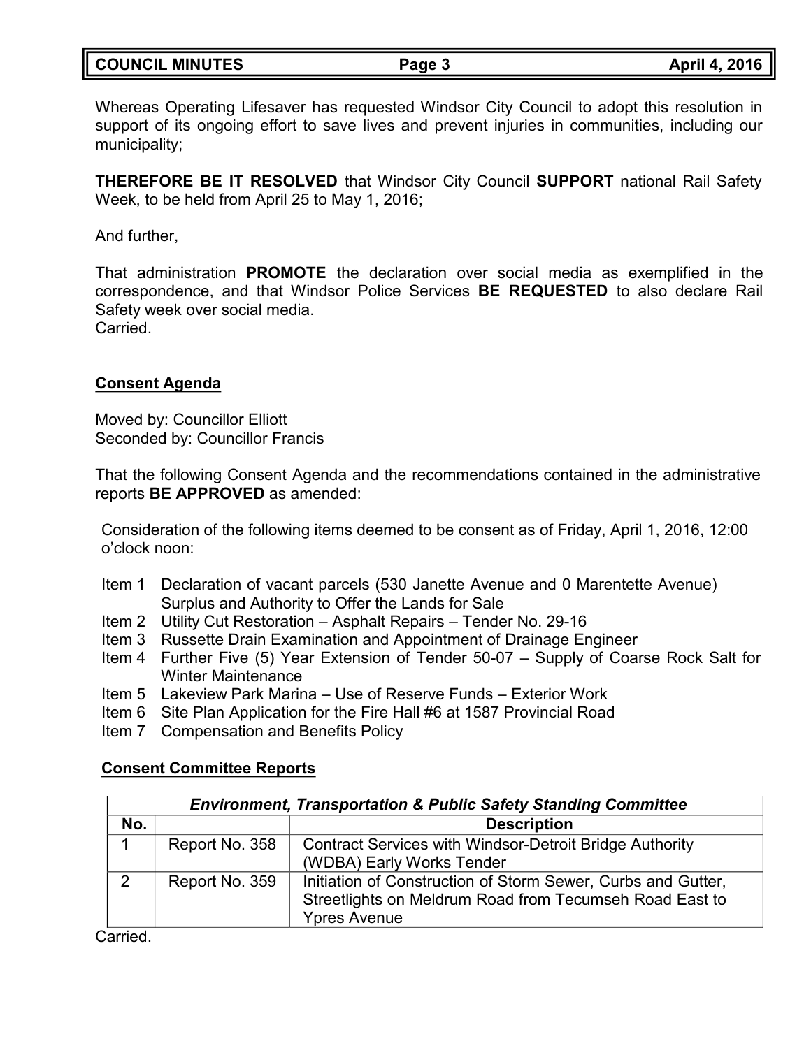Whereas Operating Lifesaver has requested Windsor City Council to adopt this resolution in support of its ongoing effort to save lives and prevent injuries in communities, including our municipality;

**THEREFORE BE IT RESOLVED** that Windsor City Council **SUPPORT** national Rail Safety Week, to be held from April 25 to May 1, 2016;

And further,

That administration **PROMOTE** the declaration over social media as exemplified in the correspondence, and that Windsor Police Services **BE REQUESTED** to also declare Rail Safety week over social media.
Carried.

## Consent Agenda

Moved by: Councillor Elliott
Seconded by: Councillor Francis

That the following Consent Agenda and the recommendations contained in the administrative reports **BE APPROVED** as amended:

Consideration of the following items deemed to be consent as of Friday, April 1, 2016, 12:00 o'clock noon:

- Item 1 Declaration of vacant parcels (530 Janette Avenue and 0 Marentette Avenue) Surplus and Authority to Offer the Lands for Sale
- Item 2 Utility Cut Restoration – Asphalt Repairs – Tender No. 29-16
- Item 3 Russette Drain Examination and Appointment of Drainage Engineer
- Item 4 Further Five (5) Year Extension of Tender 50-07 – Supply of Coarse Rock Salt for Winter Maintenance
- Item 5 Lakeview Park Marina – Use of Reserve Funds – Exterior Work
- Item 6 Site Plan Application for the Fire Hall #6 at 1587 Provincial Road
- Item 7 Compensation and Benefits Policy

### Consent Committee Reports

| ***Environment, Transportation & Public Safety Standing Committee*** | | |
|---|---|---|
| **No.** | | **Description** |
| 1 | Report No. 358 | Contract Services with Windsor-Detroit Bridge Authority (WDBA) Early Works Tender |
| 2 | Report No. 359 | Initiation of Construction of Storm Sewer, Curbs and Gutter, Streetlights on Meldrum Road from Tecumseh Road East to Ypres Avenue |

Carried.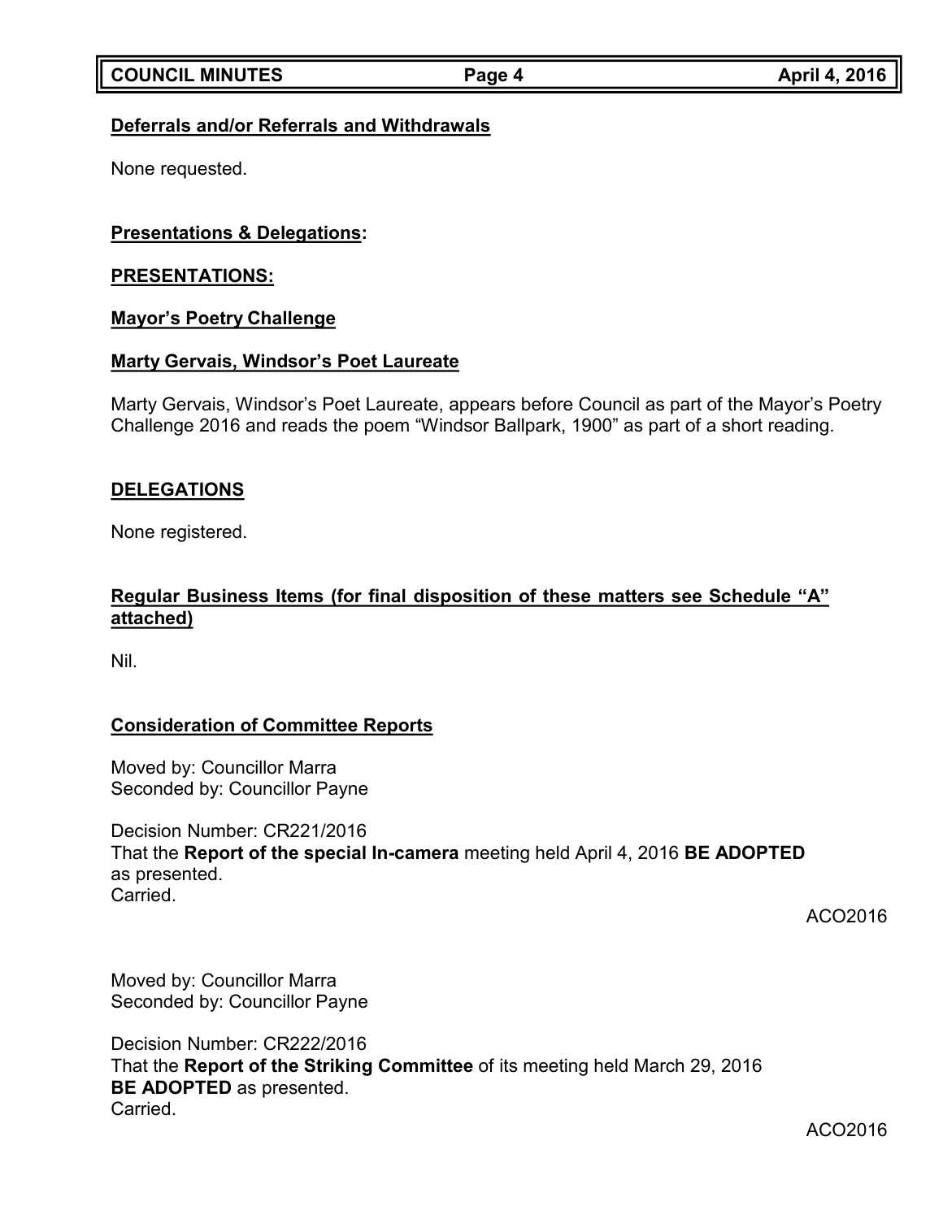**Deferrals and/or Referrals and Withdrawals**

None requested.

**Presentations & Delegations:**

**PRESENTATIONS:**

**Mayor's Poetry Challenge**

**Marty Gervais, Windsor's Poet Laureate**

Marty Gervais, Windsor's Poet Laureate, appears before Council as part of the Mayor's Poetry Challenge 2016 and reads the poem "Windsor Ballpark, 1900" as part of a short reading.

**DELEGATIONS**

None registered.

**Regular Business Items (for final disposition of these matters see Schedule "A" attached)**

Nil.

**Consideration of Committee Reports**

Moved by: Councillor Marra
Seconded by: Councillor Payne

Decision Number: CR221/2016
That the **Report of the special In-camera** meeting held April 4, 2016 **BE ADOPTED** as presented.
Carried.

ACO2016

Moved by: Councillor Marra
Seconded by: Councillor Payne

Decision Number: CR222/2016
That the **Report of the Striking Committee** of its meeting held March 29, 2016 **BE ADOPTED** as presented.
Carried.

ACO2016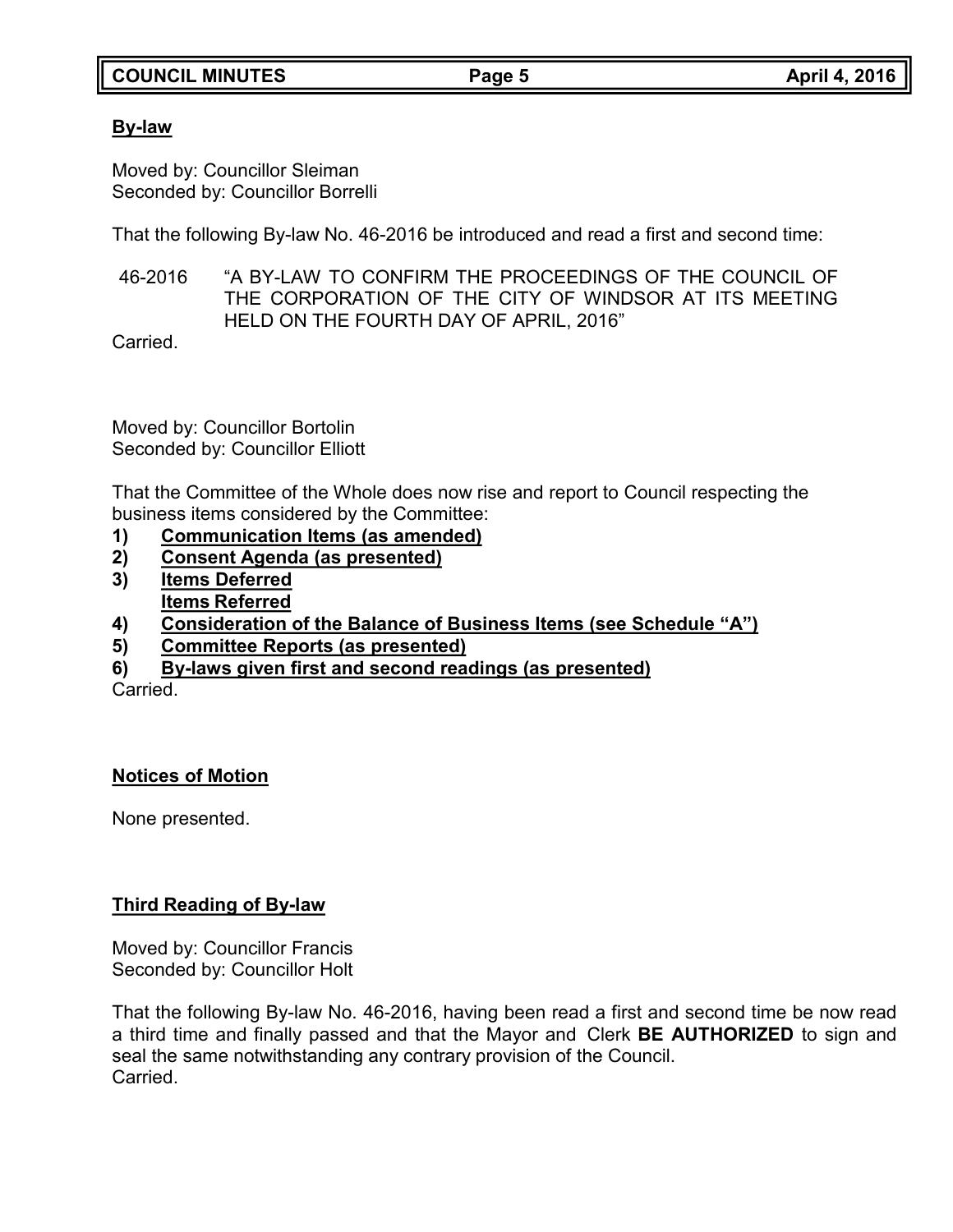**By-law**

Moved by: Councillor Sleiman
Seconded by: Councillor Borrelli

That the following By-law No. 46-2016 be introduced and read a first and second time:

46-2016 "A BY-LAW TO CONFIRM THE PROCEEDINGS OF THE COUNCIL OF THE CORPORATION OF THE CITY OF WINDSOR AT ITS MEETING HELD ON THE FOURTH DAY OF APRIL, 2016"

Carried.

Moved by: Councillor Bortolin
Seconded by: Councillor Elliott

That the Committee of the Whole does now rise and report to Council respecting the business items considered by the Committee:

1) **Communication Items (as amended)**
2) **Consent Agenda (as presented)**
3) **Items Deferred**
   **Items Referred**
4) **Consideration of the Balance of Business Items (see Schedule "A")**
5) **Committee Reports (as presented)**
6) **By-laws given first and second readings (as presented)**

Carried.

**Notices of Motion**

None presented.

**Third Reading of By-law**

Moved by: Councillor Francis
Seconded by: Councillor Holt

That the following By-law No. 46-2016, having been read a first and second time be now read a third time and finally passed and that the Mayor and Clerk **BE AUTHORIZED** to sign and seal the same notwithstanding any contrary provision of the Council.
Carried.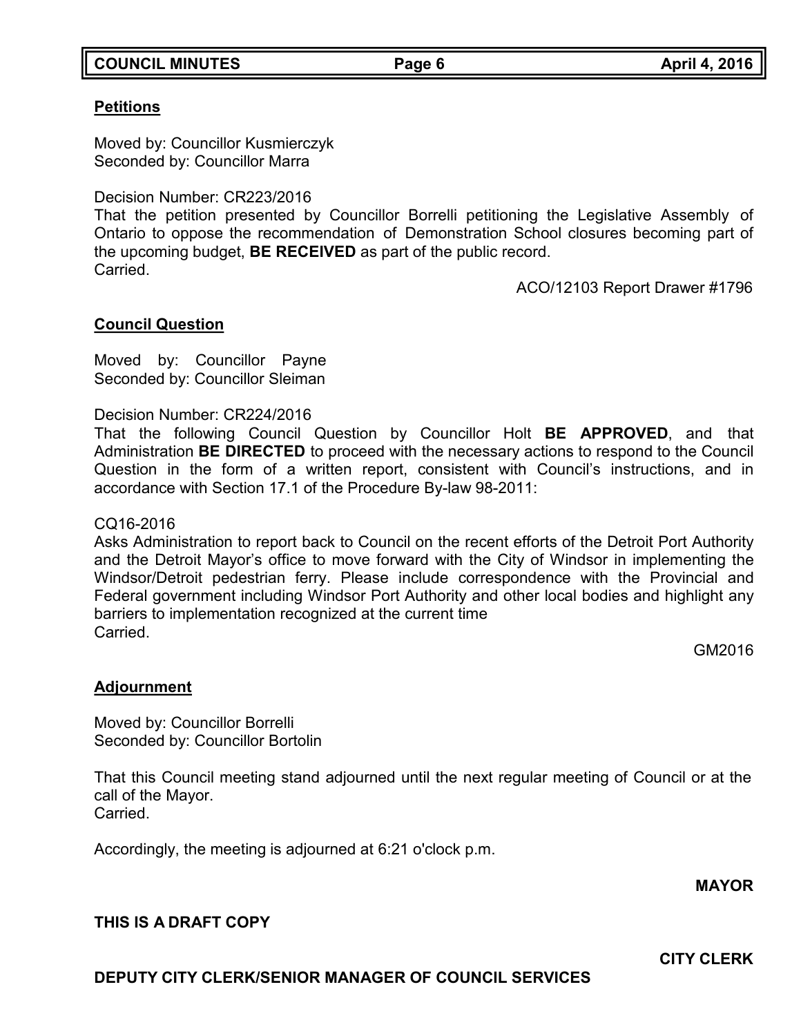### Petitions

Moved by: Councillor Kusmierczyk
Seconded by: Councillor Marra

Decision Number: CR223/2016
That the petition presented by Councillor Borrelli petitioning the Legislative Assembly of Ontario to oppose the recommendation of Demonstration School closures becoming part of the upcoming budget, **BE RECEIVED** as part of the public record.
Carried.

ACO/12103 Report Drawer #1796

### Council Question

Moved by: Councillor Payne
Seconded by: Councillor Sleiman

Decision Number: CR224/2016
That the following Council Question by Councillor Holt **BE APPROVED**, and that Administration **BE DIRECTED** to proceed with the necessary actions to respond to the Council Question in the form of a written report, consistent with Council's instructions, and in accordance with Section 17.1 of the Procedure By-law 98-2011:

CQ16-2016
Asks Administration to report back to Council on the recent efforts of the Detroit Port Authority and the Detroit Mayor's office to move forward with the City of Windsor in implementing the Windsor/Detroit pedestrian ferry. Please include correspondence with the Provincial and Federal government including Windsor Port Authority and other local bodies and highlight any barriers to implementation recognized at the current time
Carried.

GM2016

### Adjournment

Moved by: Councillor Borrelli
Seconded by: Councillor Bortolin

That this Council meeting stand adjourned until the next regular meeting of Council or at the call of the Mayor.
Carried.

Accordingly, the meeting is adjourned at 6:21 o'clock p.m.

**MAYOR**

**THIS IS A DRAFT COPY**

**CITY CLERK**

**DEPUTY CITY CLERK/SENIOR MANAGER OF COUNCIL SERVICES**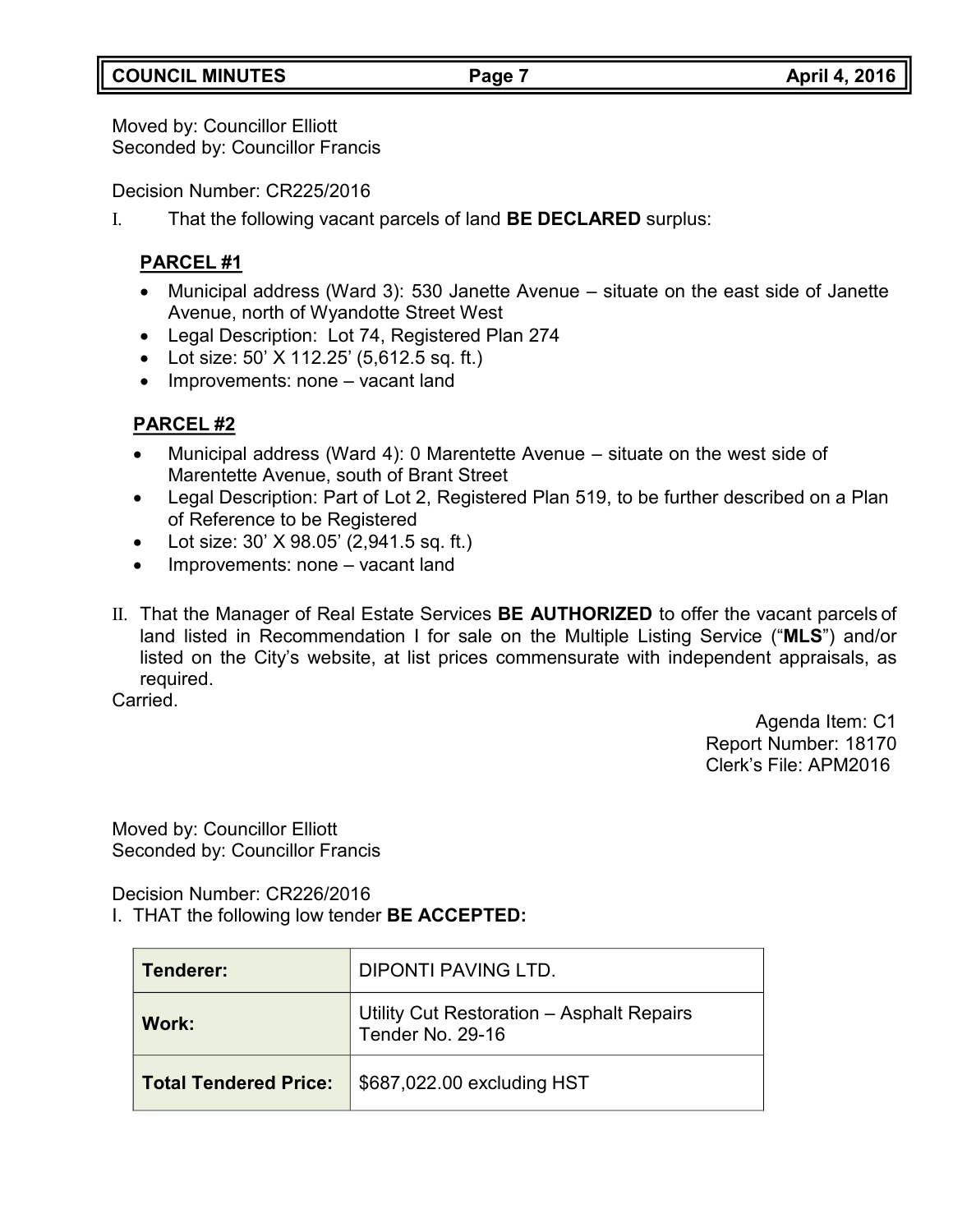Moved by: Councillor Elliott
Seconded by: Councillor Francis

Decision Number: CR225/2016

I. That the following vacant parcels of land **BE DECLARED** surplus:

**PARCEL #1**

- Municipal address (Ward 3): 530 Janette Avenue – situate on the east side of Janette Avenue, north of Wyandotte Street West
- Legal Description: Lot 74, Registered Plan 274
- Lot size: 50' X 112.25' (5,612.5 sq. ft.)
- Improvements: none – vacant land

**PARCEL #2**

- Municipal address (Ward 4): 0 Marentette Avenue – situate on the west side of Marentette Avenue, south of Brant Street
- Legal Description: Part of Lot 2, Registered Plan 519, to be further described on a Plan of Reference to be Registered
- Lot size: 30' X 98.05' (2,941.5 sq. ft.)
- Improvements: none – vacant land

II. That the Manager of Real Estate Services **BE AUTHORIZED** to offer the vacant parcels of land listed in Recommendation I for sale on the Multiple Listing Service ("**MLS**") and/or listed on the City's website, at list prices commensurate with independent appraisals, as required.

Carried.

Agenda Item: C1
Report Number: 18170
Clerk's File: APM2016

Moved by: Councillor Elliott
Seconded by: Councillor Francis

Decision Number: CR226/2016

I. THAT the following low tender **BE ACCEPTED:**

| | |
|---|---|
| **Tenderer:** | DIPONTI PAVING LTD. |
| **Work:** | Utility Cut Restoration – Asphalt Repairs Tender No. 29-16 |
| **Total Tendered Price:** | $687,022.00 excluding HST |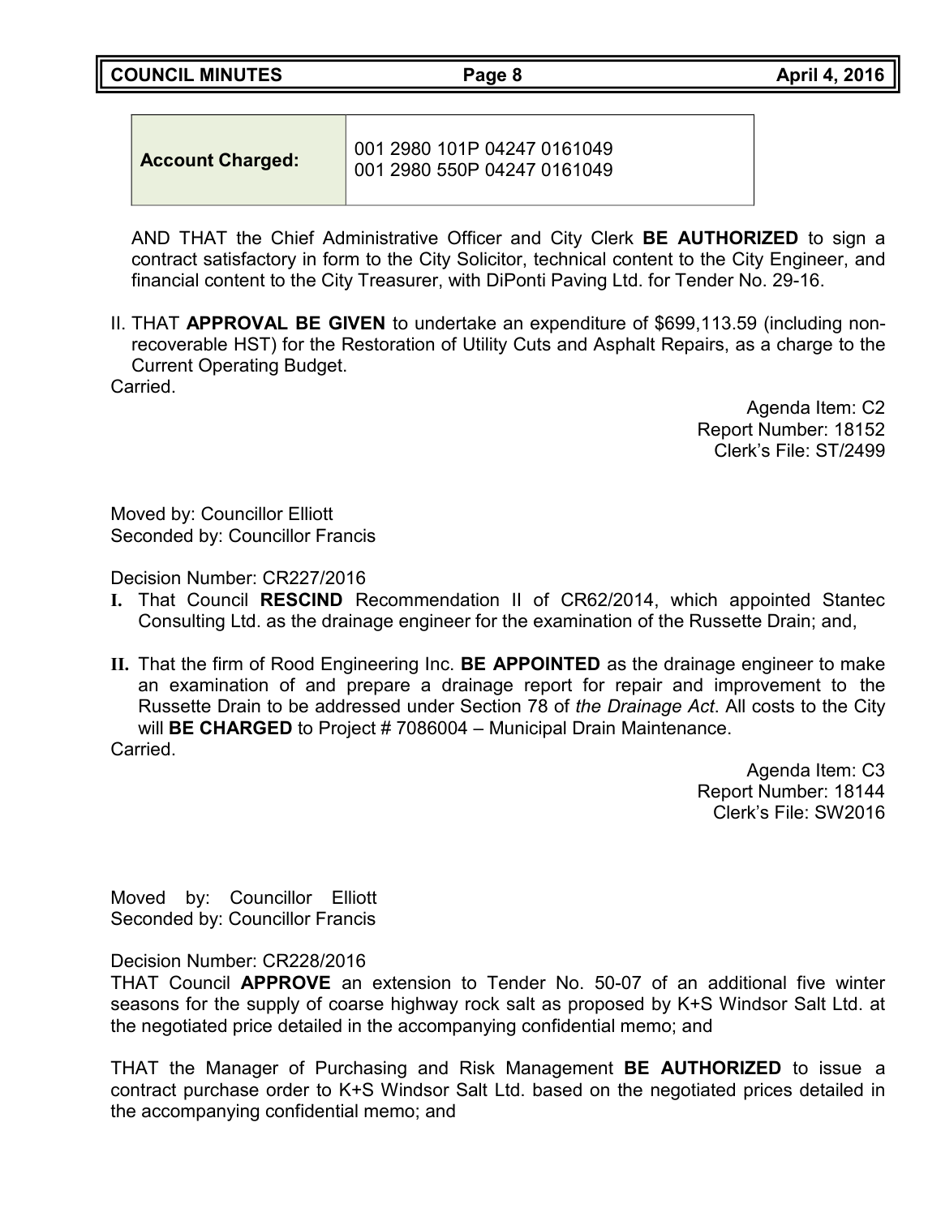| Account Charged: | 001 2980 101P 04247 0161049<br>001 2980 550P 04247 0161049 |
|---|---|

AND THAT the Chief Administrative Officer and City Clerk **BE AUTHORIZED** to sign a contract satisfactory in form to the City Solicitor, technical content to the City Engineer, and financial content to the City Treasurer, with DiPonti Paving Ltd. for Tender No. 29-16.

II. THAT **APPROVAL BE GIVEN** to undertake an expenditure of $699,113.59 (including non-recoverable HST) for the Restoration of Utility Cuts and Asphalt Repairs, as a charge to the Current Operating Budget.
Carried.

Agenda Item: C2
Report Number: 18152
Clerk's File: ST/2499

Moved by: Councillor Elliott
Seconded by: Councillor Francis

Decision Number: CR227/2016

**I.** That Council **RESCIND** Recommendation II of CR62/2014, which appointed Stantec Consulting Ltd. as the drainage engineer for the examination of the Russette Drain; and,

**II.** That the firm of Rood Engineering Inc. **BE APPOINTED** as the drainage engineer to make an examination of and prepare a drainage report for repair and improvement to the Russette Drain to be addressed under Section 78 of *the Drainage Act*. All costs to the City will **BE CHARGED** to Project # 7086004 – Municipal Drain Maintenance.

Carried.

Agenda Item: C3
Report Number: 18144
Clerk's File: SW2016

Moved by: Councillor Elliott
Seconded by: Councillor Francis

Decision Number: CR228/2016
THAT Council **APPROVE** an extension to Tender No. 50-07 of an additional five winter seasons for the supply of coarse highway rock salt as proposed by K+S Windsor Salt Ltd. at the negotiated price detailed in the accompanying confidential memo; and

THAT the Manager of Purchasing and Risk Management **BE AUTHORIZED** to issue a contract purchase order to K+S Windsor Salt Ltd. based on the negotiated prices detailed in the accompanying confidential memo; and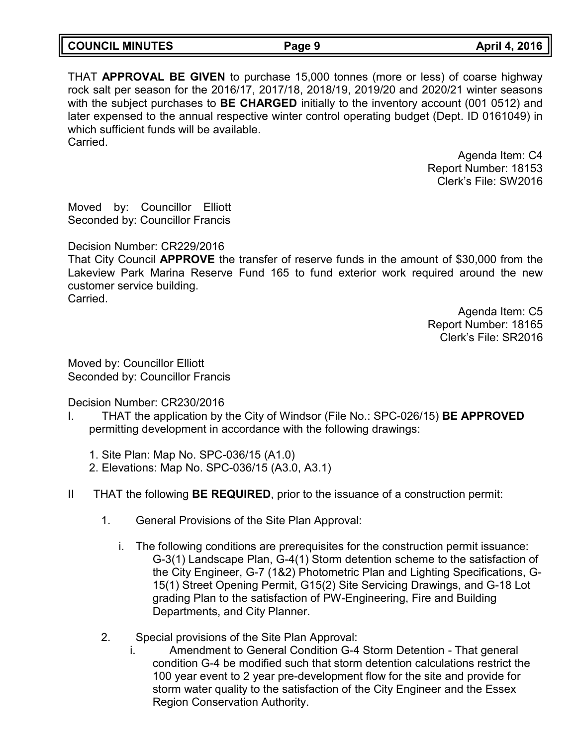THAT **APPROVAL BE GIVEN** to purchase 15,000 tonnes (more or less) of coarse highway rock salt per season for the 2016/17, 2017/18, 2018/19, 2019/20 and 2020/21 winter seasons with the subject purchases to **BE CHARGED** initially to the inventory account (001 0512) and later expensed to the annual respective winter control operating budget (Dept. ID 0161049) in which sufficient funds will be available.
Carried.

Agenda Item: C4
Report Number: 18153
Clerk's File: SW2016

Moved by: Councillor Elliott
Seconded by: Councillor Francis

Decision Number: CR229/2016
That City Council **APPROVE** the transfer of reserve funds in the amount of $30,000 from the Lakeview Park Marina Reserve Fund 165 to fund exterior work required around the new customer service building.
Carried.

Agenda Item: C5
Report Number: 18165
Clerk's File: SR2016

Moved by: Councillor Elliott
Seconded by: Councillor Francis

Decision Number: CR230/2016

I. THAT the application by the City of Windsor (File No.: SPC-026/15) **BE APPROVED** permitting development in accordance with the following drawings:

1. Site Plan: Map No. SPC-036/15 (A1.0)
2. Elevations: Map No. SPC-036/15 (A3.0, A3.1)

II THAT the following **BE REQUIRED**, prior to the issuance of a construction permit:

1. General Provisions of the Site Plan Approval:

   i. The following conditions are prerequisites for the construction permit issuance: G-3(1) Landscape Plan, G-4(1) Storm detention scheme to the satisfaction of the City Engineer, G-7 (1&2) Photometric Plan and Lighting Specifications, G-15(1) Street Opening Permit, G15(2) Site Servicing Drawings, and G-18 Lot grading Plan to the satisfaction of PW-Engineering, Fire and Building Departments, and City Planner.

2. Special provisions of the Site Plan Approval:

   i. Amendment to General Condition G-4 Storm Detention - That general condition G-4 be modified such that storm detention calculations restrict the 100 year event to 2 year pre-development flow for the site and provide for storm water quality to the satisfaction of the City Engineer and the Essex Region Conservation Authority.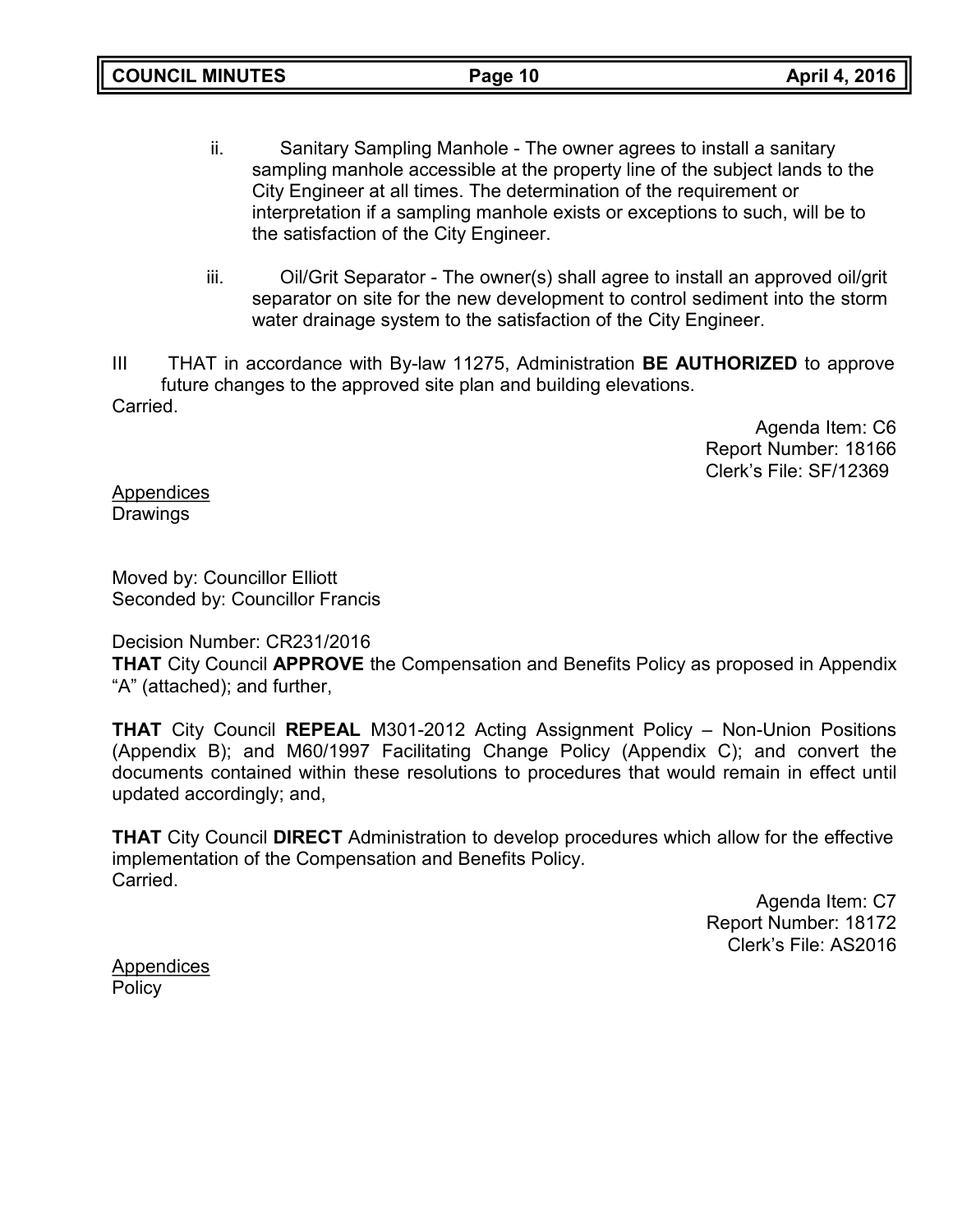ii. Sanitary Sampling Manhole - The owner agrees to install a sanitary sampling manhole accessible at the property line of the subject lands to the City Engineer at all times. The determination of the requirement or interpretation if a sampling manhole exists or exceptions to such, will be to the satisfaction of the City Engineer.

iii. Oil/Grit Separator - The owner(s) shall agree to install an approved oil/grit separator on site for the new development to control sediment into the storm water drainage system to the satisfaction of the City Engineer.

III THAT in accordance with By-law 11275, Administration **BE AUTHORIZED** to approve future changes to the approved site plan and building elevations.

Carried.

Agenda Item: C6
Report Number: 18166
Clerk's File: SF/12369

Appendices
Drawings

Moved by: Councillor Elliott
Seconded by: Councillor Francis

Decision Number: CR231/2016

**THAT** City Council **APPROVE** the Compensation and Benefits Policy as proposed in Appendix "A" (attached); and further,

**THAT** City Council **REPEAL** M301-2012 Acting Assignment Policy – Non-Union Positions (Appendix B); and M60/1997 Facilitating Change Policy (Appendix C); and convert the documents contained within these resolutions to procedures that would remain in effect until updated accordingly; and,

**THAT** City Council **DIRECT** Administration to develop procedures which allow for the effective implementation of the Compensation and Benefits Policy.

Carried.

Agenda Item: C7
Report Number: 18172
Clerk's File: AS2016

Appendices
Policy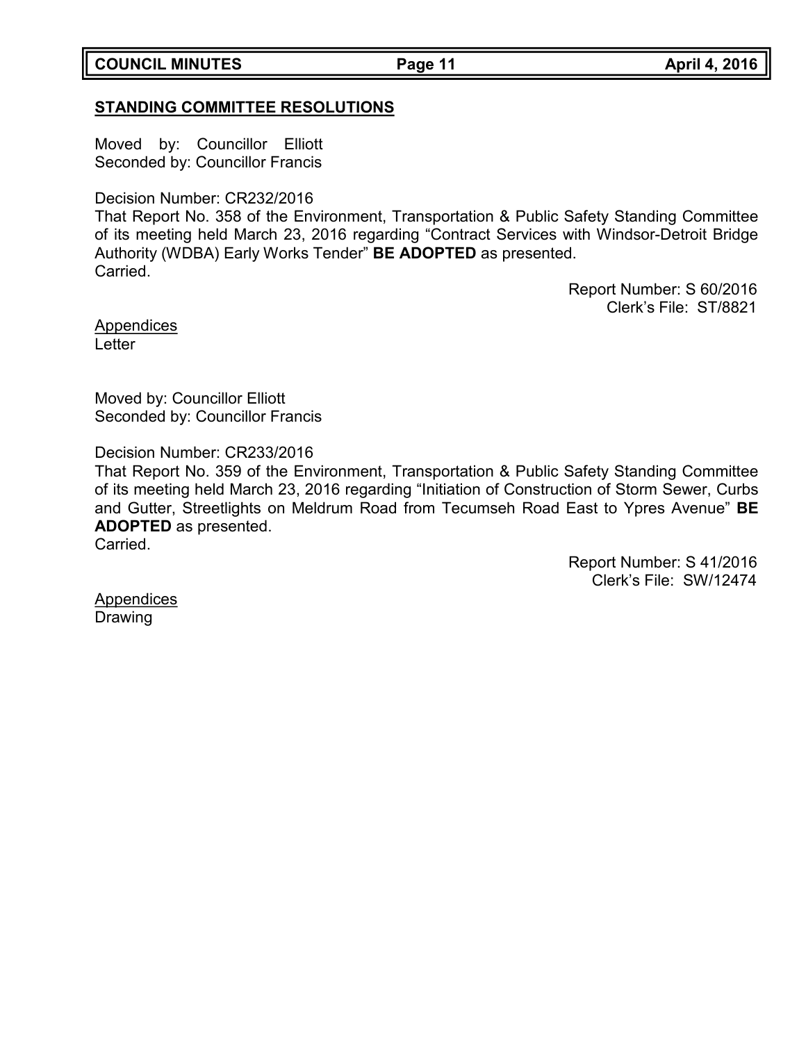## STANDING COMMITTEE RESOLUTIONS

Moved by: Councillor Elliott
Seconded by: Councillor Francis

Decision Number: CR232/2016
That Report No. 358 of the Environment, Transportation & Public Safety Standing Committee of its meeting held March 23, 2016 regarding "Contract Services with Windsor-Detroit Bridge Authority (WDBA) Early Works Tender" **BE ADOPTED** as presented.
Carried.

Report Number: S 60/2016
Clerk's File: ST/8821

Appendices
Letter

Moved by: Councillor Elliott
Seconded by: Councillor Francis

Decision Number: CR233/2016
That Report No. 359 of the Environment, Transportation & Public Safety Standing Committee of its meeting held March 23, 2016 regarding "Initiation of Construction of Storm Sewer, Curbs and Gutter, Streetlights on Meldrum Road from Tecumseh Road East to Ypres Avenue" **BE ADOPTED** as presented.
Carried.

Report Number: S 41/2016
Clerk's File: SW/12474

Appendices
Drawing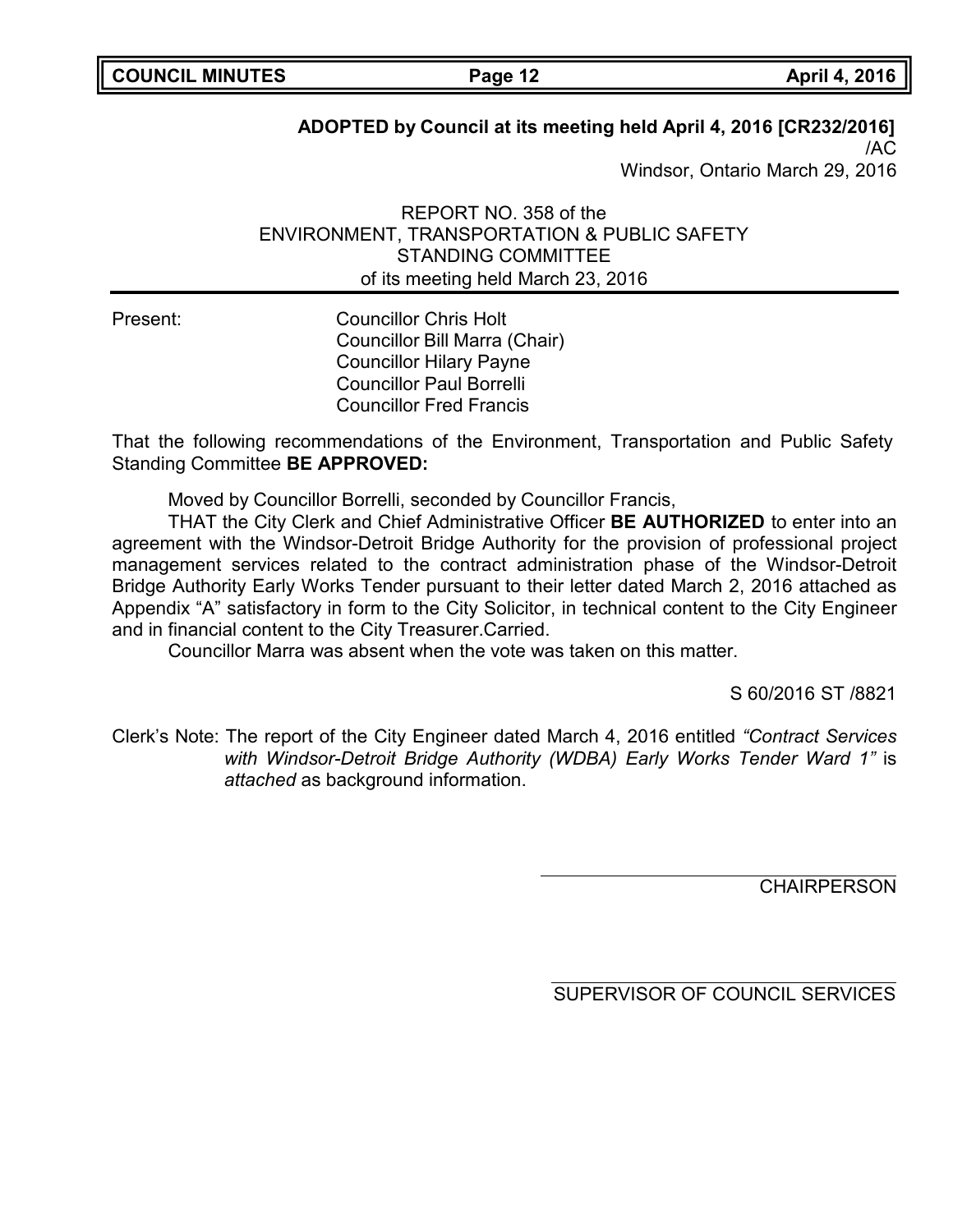**ADOPTED by Council at its meeting held April 4, 2016 [CR232/2016]**
/AC
Windsor, Ontario March 29, 2016

REPORT NO. 358 of the
ENVIRONMENT, TRANSPORTATION & PUBLIC SAFETY
STANDING COMMITTEE
of its meeting held March 23, 2016

Present: Councillor Chris Holt
Councillor Bill Marra (Chair)
Councillor Hilary Payne
Councillor Paul Borrelli
Councillor Fred Francis

That the following recommendations of the Environment, Transportation and Public Safety Standing Committee **BE APPROVED:**

Moved by Councillor Borrelli, seconded by Councillor Francis,

THAT the City Clerk and Chief Administrative Officer **BE AUTHORIZED** to enter into an agreement with the Windsor-Detroit Bridge Authority for the provision of professional project management services related to the contract administration phase of the Windsor-Detroit Bridge Authority Early Works Tender pursuant to their letter dated March 2, 2016 attached as Appendix "A" satisfactory in form to the City Solicitor, in technical content to the City Engineer and in financial content to the City Treasurer.Carried.

Councillor Marra was absent when the vote was taken on this matter.

S 60/2016 ST /8821

Clerk's Note: The report of the City Engineer dated March 4, 2016 entitled *"Contract Services with Windsor-Detroit Bridge Authority (WDBA) Early Works Tender Ward 1"* is *attached* as background information.

CHAIRPERSON

SUPERVISOR OF COUNCIL SERVICES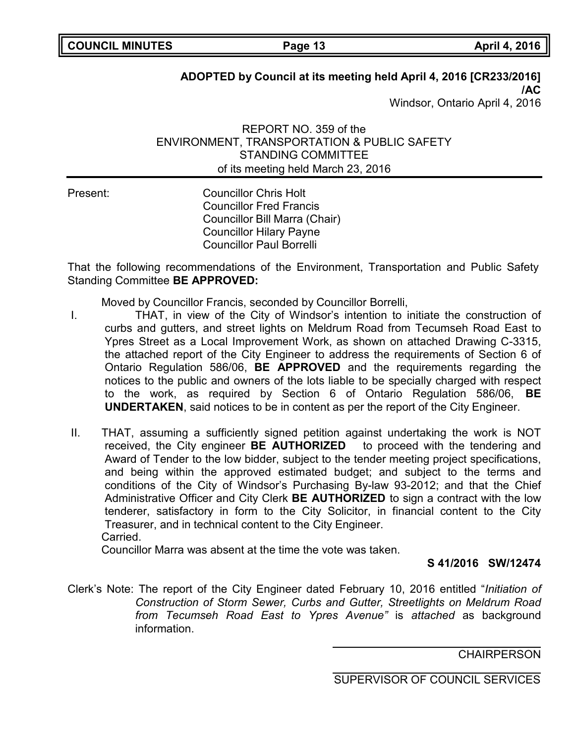**ADOPTED by Council at its meeting held April 4, 2016 [CR233/2016] /AC**

Windsor, Ontario April 4, 2016

REPORT NO. 359 of the
ENVIRONMENT, TRANSPORTATION & PUBLIC SAFETY
STANDING COMMITTEE
of its meeting held March 23, 2016

Present: Councillor Chris Holt
Councillor Fred Francis
Councillor Bill Marra (Chair)
Councillor Hilary Payne
Councillor Paul Borrelli

That the following recommendations of the Environment, Transportation and Public Safety Standing Committee **BE APPROVED:**

Moved by Councillor Francis, seconded by Councillor Borrelli,

I. THAT, in view of the City of Windsor's intention to initiate the construction of curbs and gutters, and street lights on Meldrum Road from Tecumseh Road East to Ypres Street as a Local Improvement Work, as shown on attached Drawing C-3315, the attached report of the City Engineer to address the requirements of Section 6 of Ontario Regulation 586/06, **BE APPROVED** and the requirements regarding the notices to the public and owners of the lots liable to be specially charged with respect to the work, as required by Section 6 of Ontario Regulation 586/06, **BE UNDERTAKEN**, said notices to be in content as per the report of the City Engineer.

II. THAT, assuming a sufficiently signed petition against undertaking the work is NOT received, the City engineer **BE AUTHORIZED** to proceed with the tendering and Award of Tender to the low bidder, subject to the tender meeting project specifications, and being within the approved estimated budget; and subject to the terms and conditions of the City of Windsor's Purchasing By-law 93-2012; and that the Chief Administrative Officer and City Clerk **BE AUTHORIZED** to sign a contract with the low tenderer, satisfactory in form to the City Solicitor, in financial content to the City Treasurer, and in technical content to the City Engineer.

Carried.

Councillor Marra was absent at the time the vote was taken.

**S 41/2016 SW/12474**

Clerk's Note: The report of the City Engineer dated February 10, 2016 entitled "*Initiation of Construction of Storm Sewer, Curbs and Gutter, Streetlights on Meldrum Road from Tecumseh Road East to Ypres Avenue"* is *attached* as background information.

CHAIRPERSON

SUPERVISOR OF COUNCIL SERVICES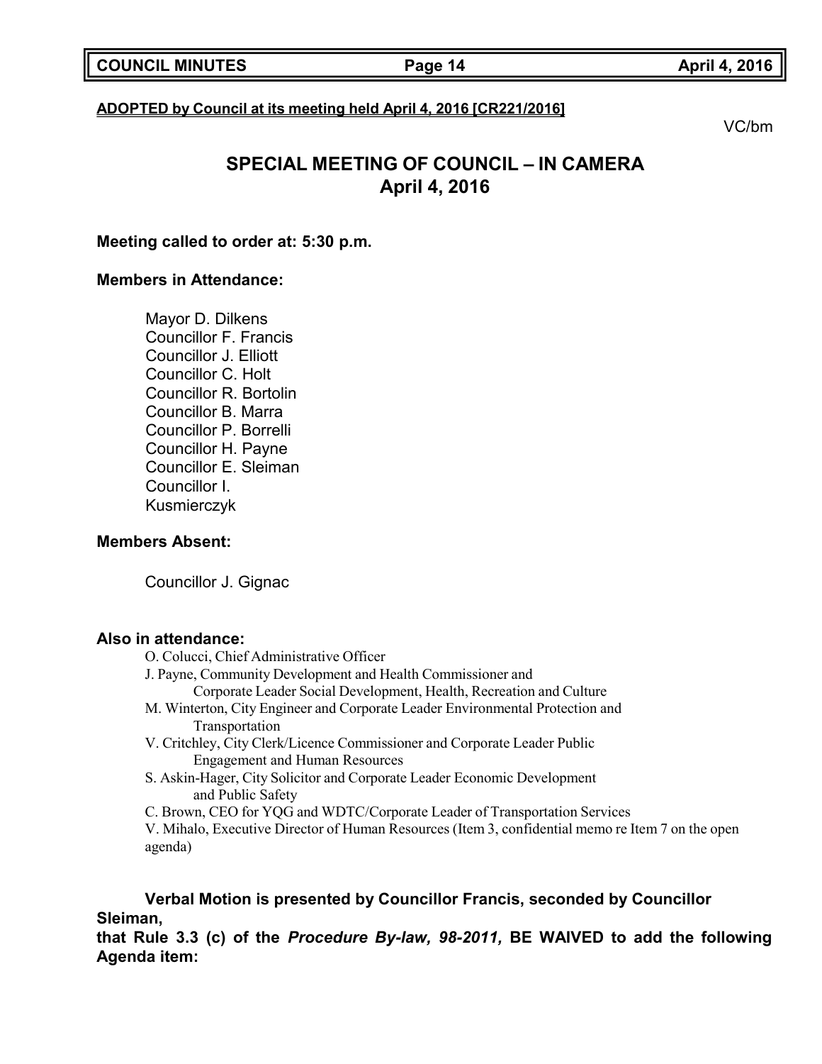**ADOPTED by Council at its meeting held April 4, 2016 [CR221/2016]**

VC/bm

# SPECIAL MEETING OF COUNCIL – IN CAMERA
## April 4, 2016

**Meeting called to order at: 5:30 p.m.**

**Members in Attendance:**

Mayor D. Dilkens
Councillor F. Francis
Councillor J. Elliott
Councillor C. Holt
Councillor R. Bortolin
Councillor B. Marra
Councillor P. Borrelli
Councillor H. Payne
Councillor E. Sleiman
Councillor I. Kusmierczyk

**Members Absent:**

Councillor J. Gignac

**Also in attendance:**

O. Colucci, Chief Administrative Officer
J. Payne, Community Development and Health Commissioner and Corporate Leader Social Development, Health, Recreation and Culture
M. Winterton, City Engineer and Corporate Leader Environmental Protection and Transportation
V. Critchley, City Clerk/Licence Commissioner and Corporate Leader Public Engagement and Human Resources
S. Askin-Hager, City Solicitor and Corporate Leader Economic Development and Public Safety
C. Brown, CEO for YQG and WDTC/Corporate Leader of Transportation Services
V. Mihalo, Executive Director of Human Resources (Item 3, confidential memo re Item 7 on the open agenda)

**Verbal Motion is presented by Councillor Francis, seconded by Councillor Sleiman,**
**that Rule 3.3 (c) of the *Procedure By-law, 98-2011,* BE WAIVED to add the following Agenda item:**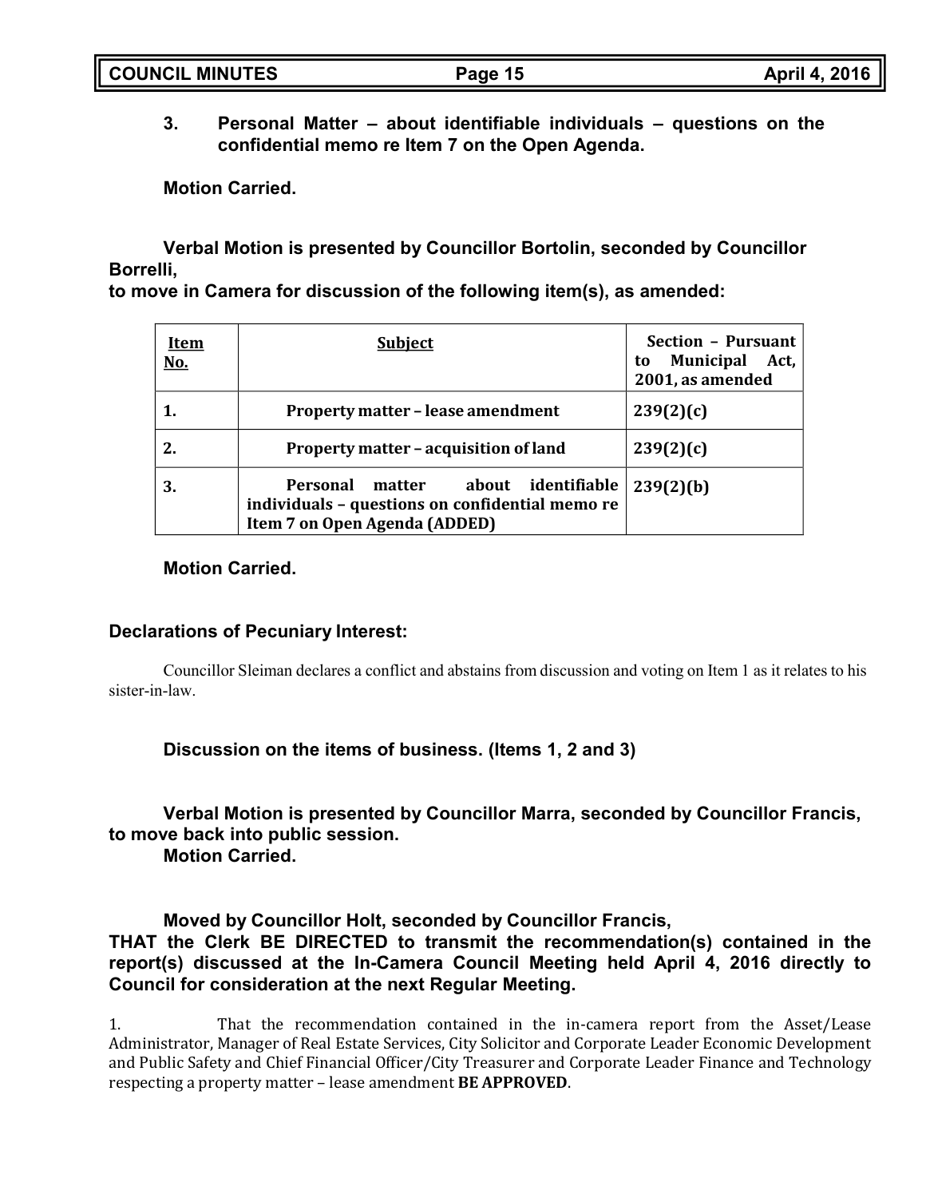**3. Personal Matter – about identifiable individuals – questions on the confidential memo re Item 7 on the Open Agenda.**

**Motion Carried.**

**Verbal Motion is presented by Councillor Bortolin, seconded by Councillor Borrelli,**
**to move in Camera for discussion of the following item(s), as amended:**

| Item No. | Subject | Section – Pursuant to Municipal Act, 2001, as amended |
|---|---|---|
| 1. | Property matter – lease amendment | 239(2)(c) |
| 2. | Property matter – acquisition of land | 239(2)(c) |
| 3. | Personal matter about identifiable individuals – questions on confidential memo re Item 7 on Open Agenda (ADDED) | 239(2)(b) |

**Motion Carried.**

**Declarations of Pecuniary Interest:**

Councillor Sleiman declares a conflict and abstains from discussion and voting on Item 1 as it relates to his sister-in-law.

**Discussion on the items of business. (Items 1, 2 and 3)**

**Verbal Motion is presented by Councillor Marra, seconded by Councillor Francis, to move back into public session.**
**Motion Carried.**

**Moved by Councillor Holt, seconded by Councillor Francis,**
**THAT the Clerk BE DIRECTED to transmit the recommendation(s) contained in the report(s) discussed at the In-Camera Council Meeting held April 4, 2016 directly to Council for consideration at the next Regular Meeting.**

1. That the recommendation contained in the in-camera report from the Asset/Lease Administrator, Manager of Real Estate Services, City Solicitor and Corporate Leader Economic Development and Public Safety and Chief Financial Officer/City Treasurer and Corporate Leader Finance and Technology respecting a property matter – lease amendment **BE APPROVED**.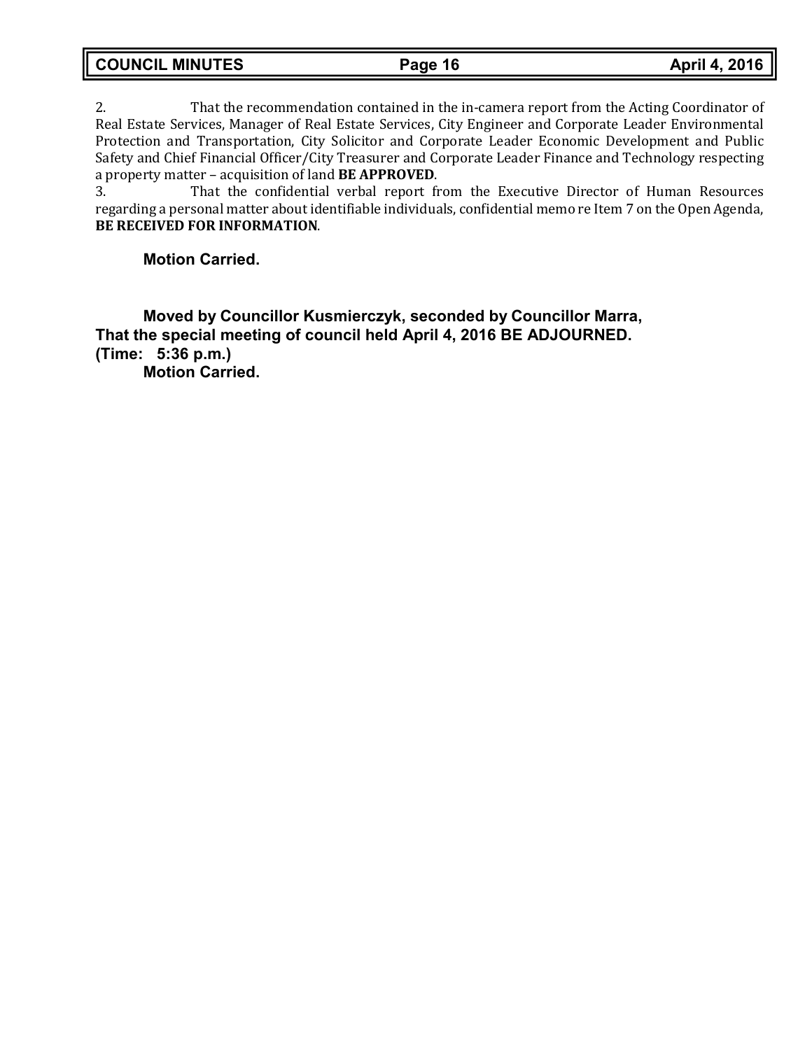2. That the recommendation contained in the in-camera report from the Acting Coordinator of Real Estate Services, Manager of Real Estate Services, City Engineer and Corporate Leader Environmental Protection and Transportation, City Solicitor and Corporate Leader Economic Development and Public Safety and Chief Financial Officer/City Treasurer and Corporate Leader Finance and Technology respecting a property matter – acquisition of land **BE APPROVED**.

3. That the confidential verbal report from the Executive Director of Human Resources regarding a personal matter about identifiable individuals, confidential memo re Item 7 on the Open Agenda, **BE RECEIVED FOR INFORMATION**.

**Motion Carried.**

**Moved by Councillor Kusmierczyk, seconded by Councillor Marra,**
**That the special meeting of council held April 4, 2016 BE ADJOURNED.**
**(Time: 5:36 p.m.)**
**Motion Carried.**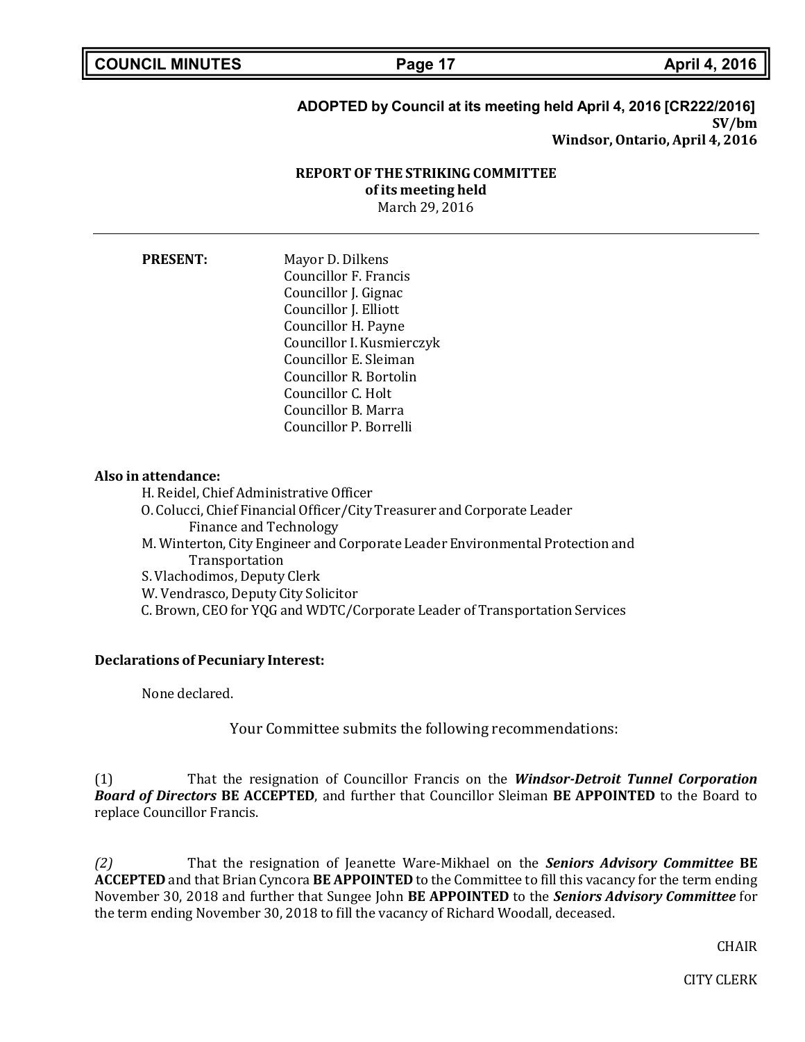**ADOPTED by Council at its meeting held April 4, 2016 [CR222/2016]**
**SV/bm**
**Windsor, Ontario, April 4, 2016**

**REPORT OF THE STRIKING COMMITTEE**
**of its meeting held**
March 29, 2016

---

**PRESENT:**

Mayor D. Dilkens
Councillor F. Francis
Councillor J. Gignac
Councillor J. Elliott
Councillor H. Payne
Councillor I. Kusmierczyk
Councillor E. Sleiman
Councillor R. Bortolin
Councillor C. Holt
Councillor B. Marra
Councillor P. Borrelli

**Also in attendance:**

H. Reidel, Chief Administrative Officer
O. Colucci, Chief Financial Officer/City Treasurer and Corporate Leader Finance and Technology
M. Winterton, City Engineer and Corporate Leader Environmental Protection and Transportation
S. Vlachodimos, Deputy Clerk
W. Vendrasco, Deputy City Solicitor
C. Brown, CEO for YQG and WDTC/Corporate Leader of Transportation Services

**Declarations of Pecuniary Interest:**

None declared.

Your Committee submits the following recommendations:

(1) That the resignation of Councillor Francis on the ***Windsor-Detroit Tunnel Corporation Board of Directors*** **BE ACCEPTED**, and further that Councillor Sleiman **BE APPOINTED** to the Board to replace Councillor Francis.

*(2)* That the resignation of Jeanette Ware-Mikhael on the ***Seniors Advisory Committee*** **BE ACCEPTED** and that Brian Cyncora **BE APPOINTED** to the Committee to fill this vacancy for the term ending November 30, 2018 and further that Sungee John **BE APPOINTED** to the ***Seniors Advisory Committee*** for the term ending November 30, 2018 to fill the vacancy of Richard Woodall, deceased.

CHAIR

CITY CLERK